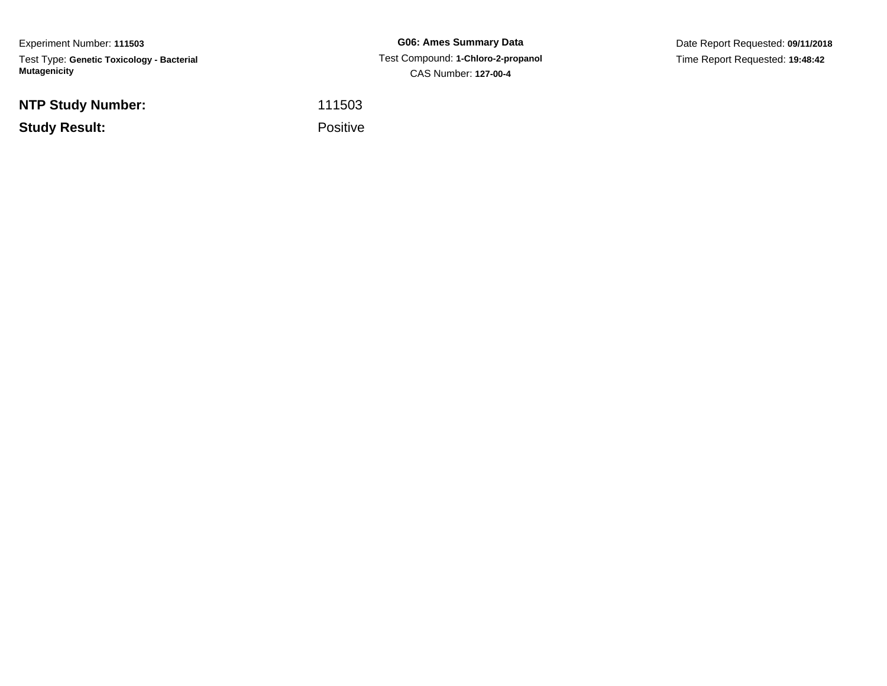Experiment Number: **111503**

Test Type: **Genetic Toxicology - Bacterial Mutagenicity**

**G06: Ames Summary Data**

Test Compound: **1-Chloro-2-propanol**

CAS Number: **127-00-4**

Date Report Requested: **09/11/2018**

Time Report Requested: **19:48:42**

| | |
|---|---|
| **NTP Study Number:** | 111503 |
| **Study Result:** | Positive |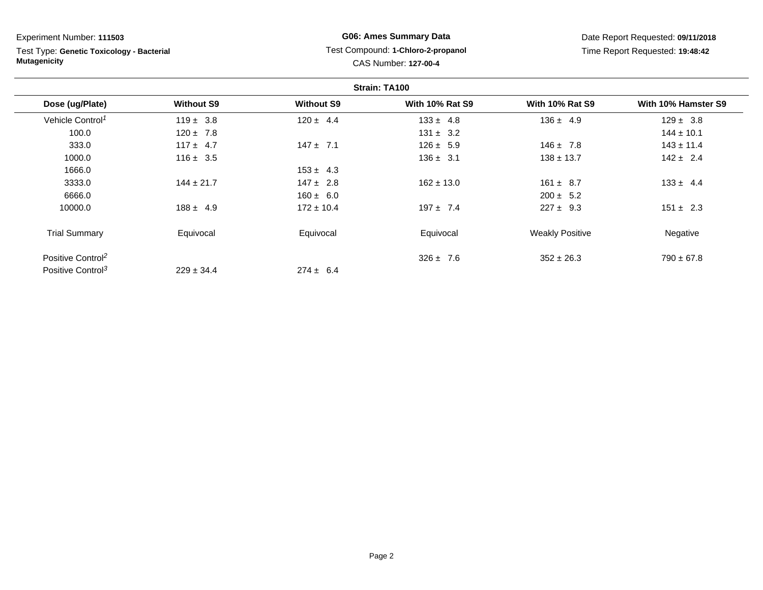Experiment Number: **111503**

Test Type: **Genetic Toxicology - Bacterial Mutagenicity**

**G06: Ames Summary Data**

Test Compound: **1-Chloro-2-propanol**

CAS Number: **127-00-4**

Date Report Requested: **09/11/2018**

Time Report Requested: **19:48:42**

**Strain: TA100**

| Dose (ug/Plate) | Without S9 | Without S9 | With 10% Rat S9 | With 10% Rat S9 | With 10% Hamster S9 |
|---|---|---|---|---|---|
| Vehicle Control[1] | 119 ± 3.8 | 120 ± 4.4 | 133 ± 4.8 | 136 ± 4.9 | 129 ± 3.8 |
| 100.0 | 120 ± 7.8 | | 131 ± 3.2 | | 144 ± 10.1 |
| 333.0 | 117 ± 4.7 | 147 ± 7.1 | 126 ± 5.9 | 146 ± 7.8 | 143 ± 11.4 |
| 1000.0 | 116 ± 3.5 | | 136 ± 3.1 | 138 ± 13.7 | 142 ± 2.4 |
| 1666.0 | | 153 ± 4.3 | | | |
| 3333.0 | 144 ± 21.7 | 147 ± 2.8 | 162 ± 13.0 | 161 ± 8.7 | 133 ± 4.4 |
| 6666.0 | | 160 ± 6.0 | | 200 ± 5.2 | |
| 10000.0 | 188 ± 4.9 | 172 ± 10.4 | 197 ± 7.4 | 227 ± 9.3 | 151 ± 2.3 |
| Trial Summary | Equivocal | Equivocal | Equivocal | Weakly Positive | Negative |
| Positive Control[2] | | | 326 ± 7.6 | 352 ± 26.3 | 790 ± 67.8 |
| Positive Control[3] | 229 ± 34.4 | 274 ± 6.4 | | | |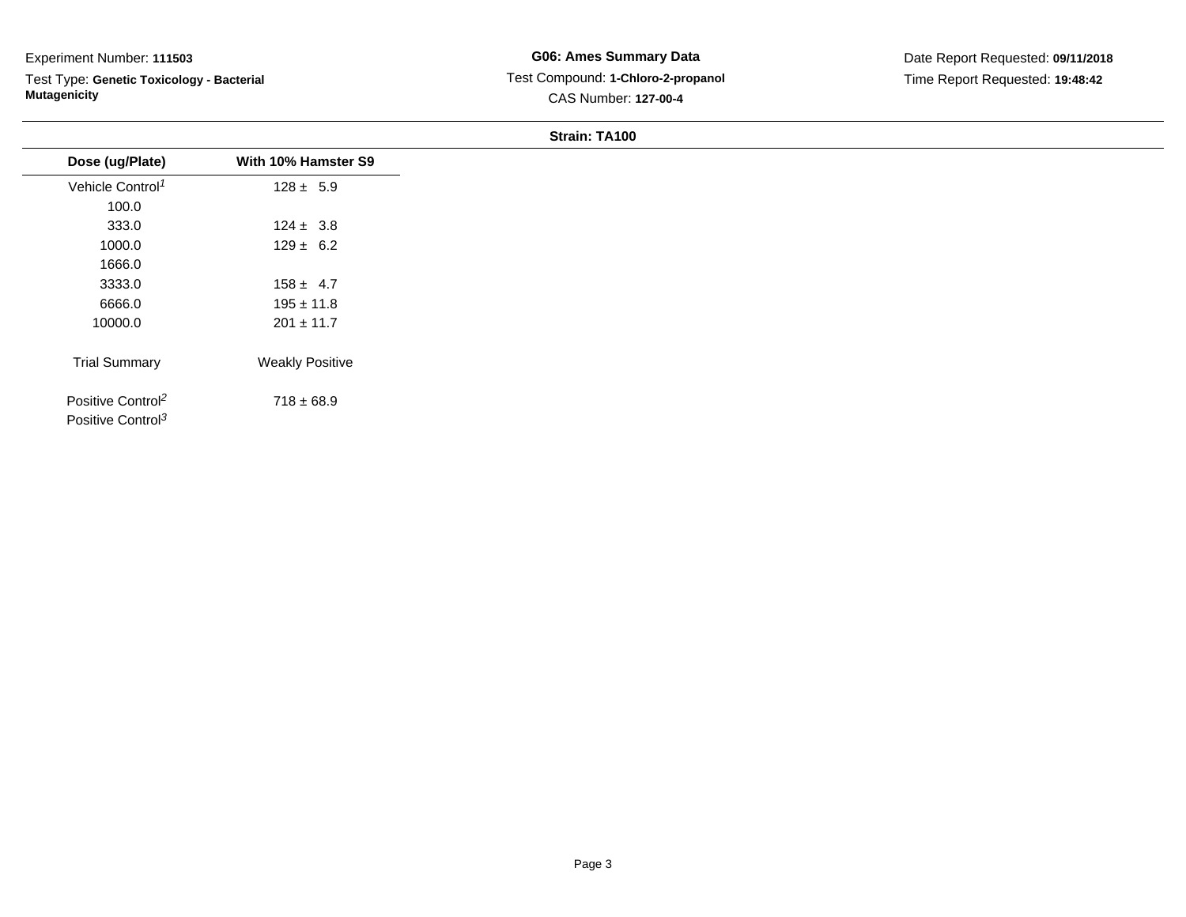Experiment Number: **111503**

Test Type: **Genetic Toxicology - Bacterial Mutagenicity**

**G06: Ames Summary Data**

Test Compound: **1-Chloro-2-propanol**

CAS Number: **127-00-4**

Date Report Requested: **09/11/2018**

Time Report Requested: **19:48:42**

**Strain: TA100**

| Dose (ug/Plate) | With 10% Hamster S9 |
|---|---|
| Vehicle Control[1] | 128 ± 5.9 |
| 100.0 | |
| 333.0 | 124 ± 3.8 |
| 1000.0 | 129 ± 6.2 |
| 1666.0 | |
| 3333.0 | 158 ± 4.7 |
| 6666.0 | 195 ± 11.8 |
| 10000.0 | 201 ± 11.7 |
| Trial Summary | Weakly Positive |
| Positive Control[2] | 718 ± 68.9 |
| Positive Control[3] | |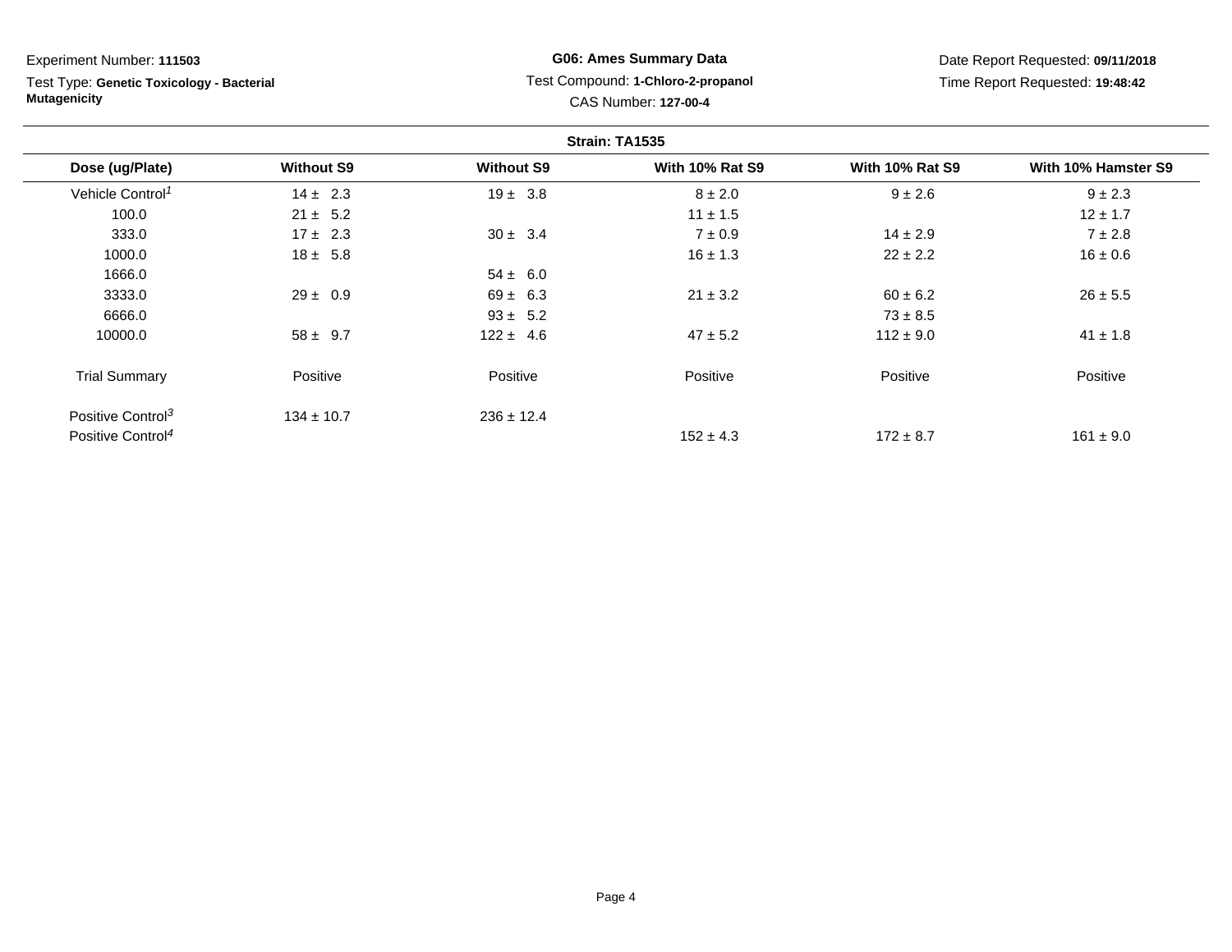Experiment Number: **111503**

Test Type: **Genetic Toxicology - Bacterial Mutagenicity**

**G06: Ames Summary Data**

Test Compound: **1-Chloro-2-propanol**

CAS Number: **127-00-4**

Date Report Requested: **09/11/2018**

Time Report Requested: **19:48:42**

**Strain: TA1535**

| Dose (ug/Plate) | Without S9 | Without S9 | With 10% Rat S9 | With 10% Rat S9 | With 10% Hamster S9 |
|---|---|---|---|---|---|
| Vehicle Control[1] | 14 ± 2.3 | 19 ± 3.8 | 8 ± 2.0 | 9 ± 2.6 | 9 ± 2.3 |
| 100.0 | 21 ± 5.2 | | 11 ± 1.5 | | 12 ± 1.7 |
| 333.0 | 17 ± 2.3 | 30 ± 3.4 | 7 ± 0.9 | 14 ± 2.9 | 7 ± 2.8 |
| 1000.0 | 18 ± 5.8 | | 16 ± 1.3 | 22 ± 2.2 | 16 ± 0.6 |
| 1666.0 | | 54 ± 6.0 | | | |
| 3333.0 | 29 ± 0.9 | 69 ± 6.3 | 21 ± 3.2 | 60 ± 6.2 | 26 ± 5.5 |
| 6666.0 | | 93 ± 5.2 | | 73 ± 8.5 | |
| 10000.0 | 58 ± 9.7 | 122 ± 4.6 | 47 ± 5.2 | 112 ± 9.0 | 41 ± 1.8 |
| Trial Summary | Positive | Positive | Positive | Positive | Positive |
| Positive Control[3] | 134 ± 10.7 | 236 ± 12.4 | | | |
| Positive Control[4] | | | 152 ± 4.3 | 172 ± 8.7 | 161 ± 9.0 |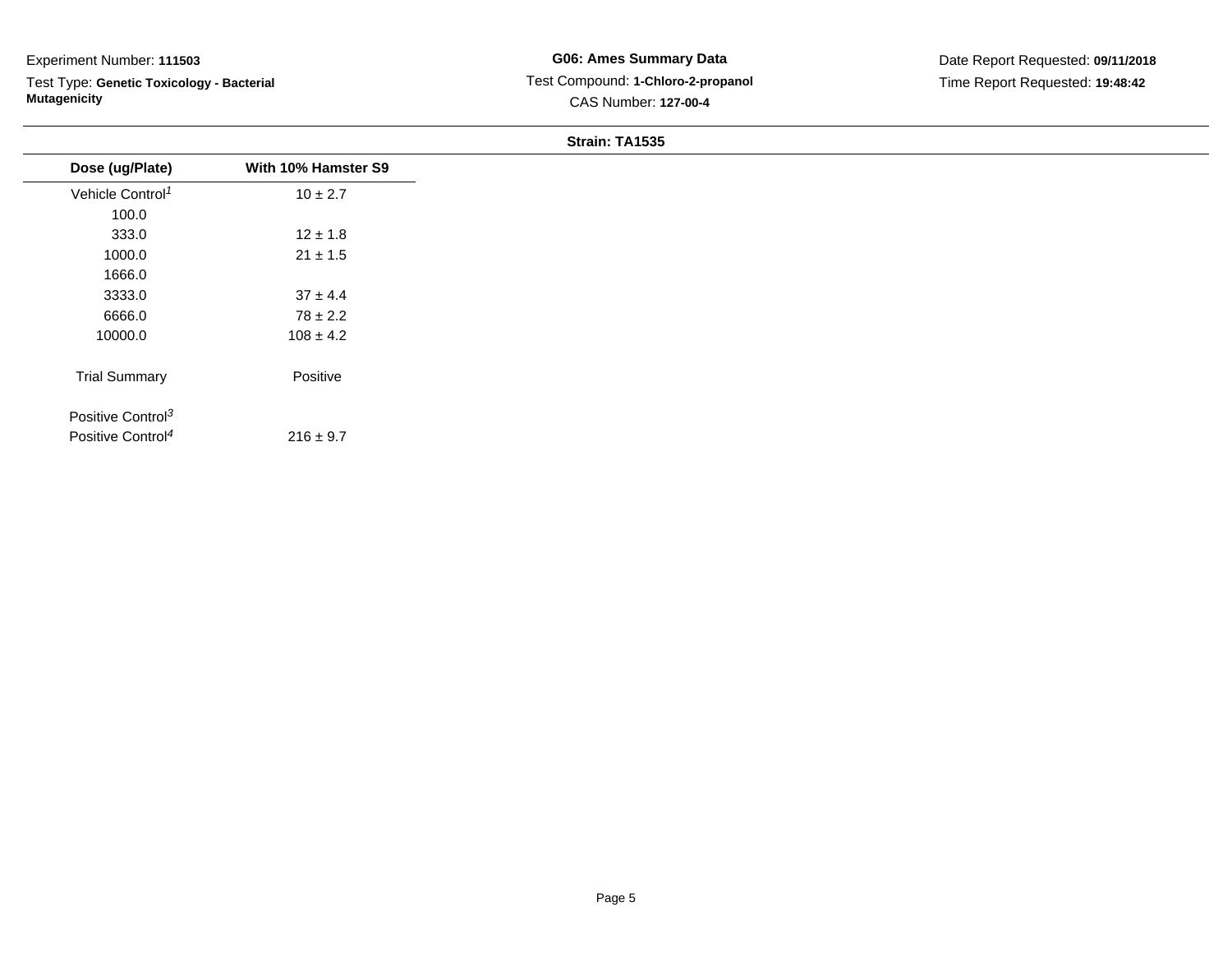Experiment Number: **111503**

Test Type: **Genetic Toxicology - Bacterial Mutagenicity**

**G06: Ames Summary Data**

Test Compound: **1-Chloro-2-propanol**

CAS Number: **127-00-4**

Date Report Requested: **09/11/2018**

Time Report Requested: **19:48:42**

**Strain: TA1535**

| Dose (ug/Plate) | With 10% Hamster S9 |
|---|---|
| Vehicle Control[1] | 10 ± 2.7 |
| 100.0 | |
| 333.0 | 12 ± 1.8 |
| 1000.0 | 21 ± 1.5 |
| 1666.0 | |
| 3333.0 | 37 ± 4.4 |
| 6666.0 | 78 ± 2.2 |
| 10000.0 | 108 ± 4.2 |
| Trial Summary | Positive |
| Positive Control[3] | |
| Positive Control[4] | 216 ± 9.7 |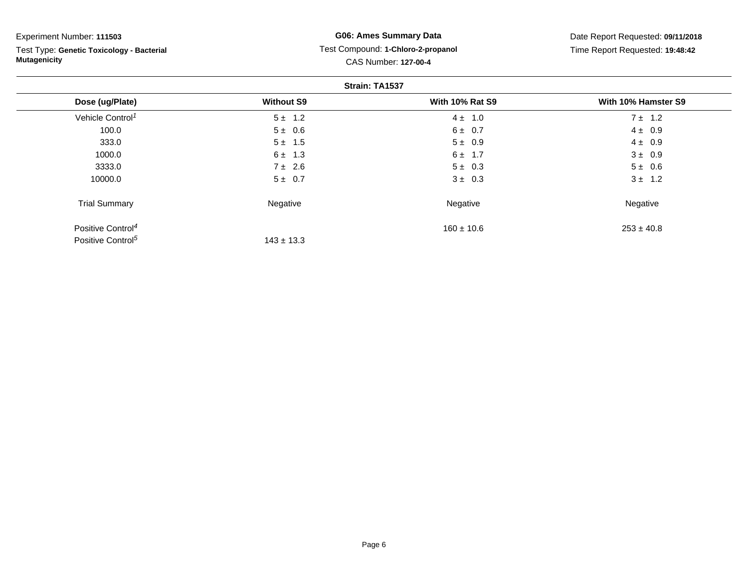Experiment Number: **111503**

Test Type: **Genetic Toxicology - Bacterial Mutagenicity**

**G06: Ames Summary Data**

Test Compound: **1-Chloro-2-propanol**

CAS Number: **127-00-4**

Date Report Requested: **09/11/2018**

Time Report Requested: **19:48:42**

**Strain: TA1537**

| Dose (ug/Plate) | Without S9 | With 10% Rat S9 | With 10% Hamster S9 |
|---|---|---|---|
| Vehicle Control[1] | 5 ± 1.2 | 4 ± 1.0 | 7 ± 1.2 |
| 100.0 | 5 ± 0.6 | 6 ± 0.7 | 4 ± 0.9 |
| 333.0 | 5 ± 1.5 | 5 ± 0.9 | 4 ± 0.9 |
| 1000.0 | 6 ± 1.3 | 6 ± 1.7 | 3 ± 0.9 |
| 3333.0 | 7 ± 2.6 | 5 ± 0.3 | 5 ± 0.6 |
| 10000.0 | 5 ± 0.7 | 3 ± 0.3 | 3 ± 1.2 |
| Trial Summary | Negative | Negative | Negative |
| Positive Control[4] | | 160 ± 10.6 | 253 ± 40.8 |
| Positive Control[5] | 143 ± 13.3 | | |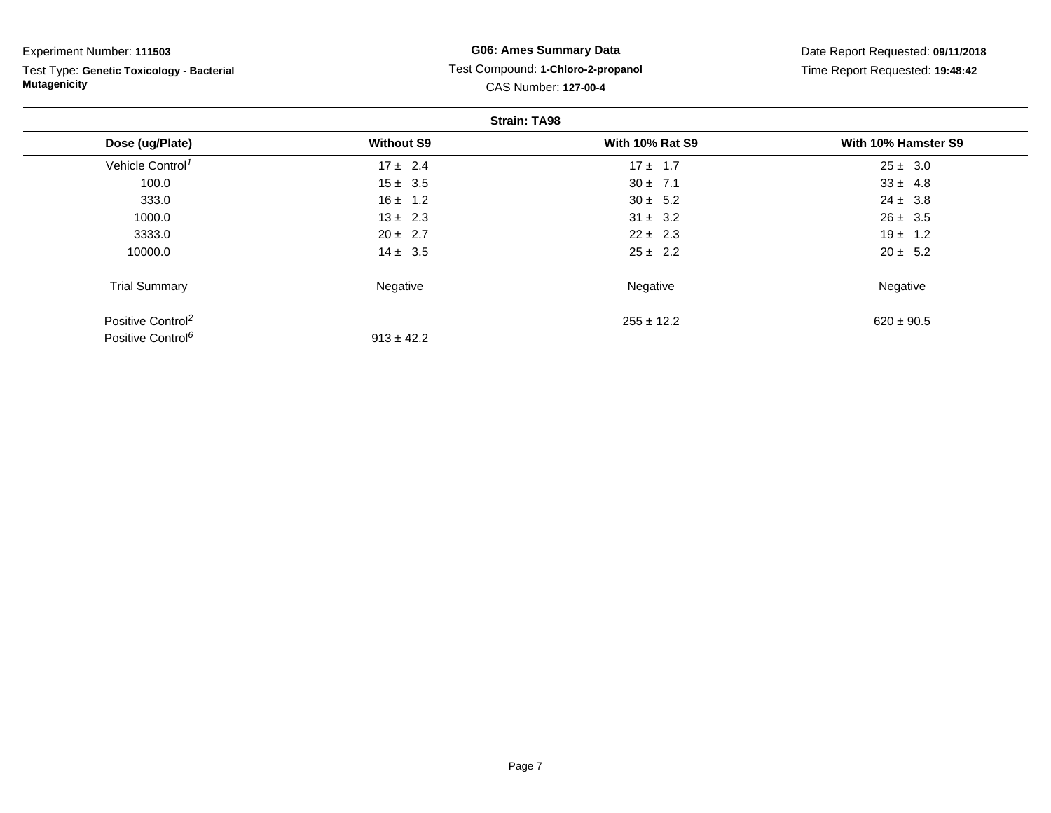Experiment Number: **111503**

Test Type: **Genetic Toxicology - Bacterial Mutagenicity**

**G06: Ames Summary Data**

Test Compound: **1-Chloro-2-propanol**

CAS Number: **127-00-4**

Date Report Requested: **09/11/2018**

Time Report Requested: **19:48:42**

**Strain: TA98**

| Dose (ug/Plate) | Without S9 | With 10% Rat S9 | With 10% Hamster S9 |
|---|---|---|---|
| Vehicle Control[1] | 17 ± 2.4 | 17 ± 1.7 | 25 ± 3.0 |
| 100.0 | 15 ± 3.5 | 30 ± 7.1 | 33 ± 4.8 |
| 333.0 | 16 ± 1.2 | 30 ± 5.2 | 24 ± 3.8 |
| 1000.0 | 13 ± 2.3 | 31 ± 3.2 | 26 ± 3.5 |
| 3333.0 | 20 ± 2.7 | 22 ± 2.3 | 19 ± 1.2 |
| 10000.0 | 14 ± 3.5 | 25 ± 2.2 | 20 ± 5.2 |
| Trial Summary | Negative | Negative | Negative |
| Positive Control[2] | | 255 ± 12.2 | 620 ± 90.5 |
| Positive Control[6] | 913 ± 42.2 | | |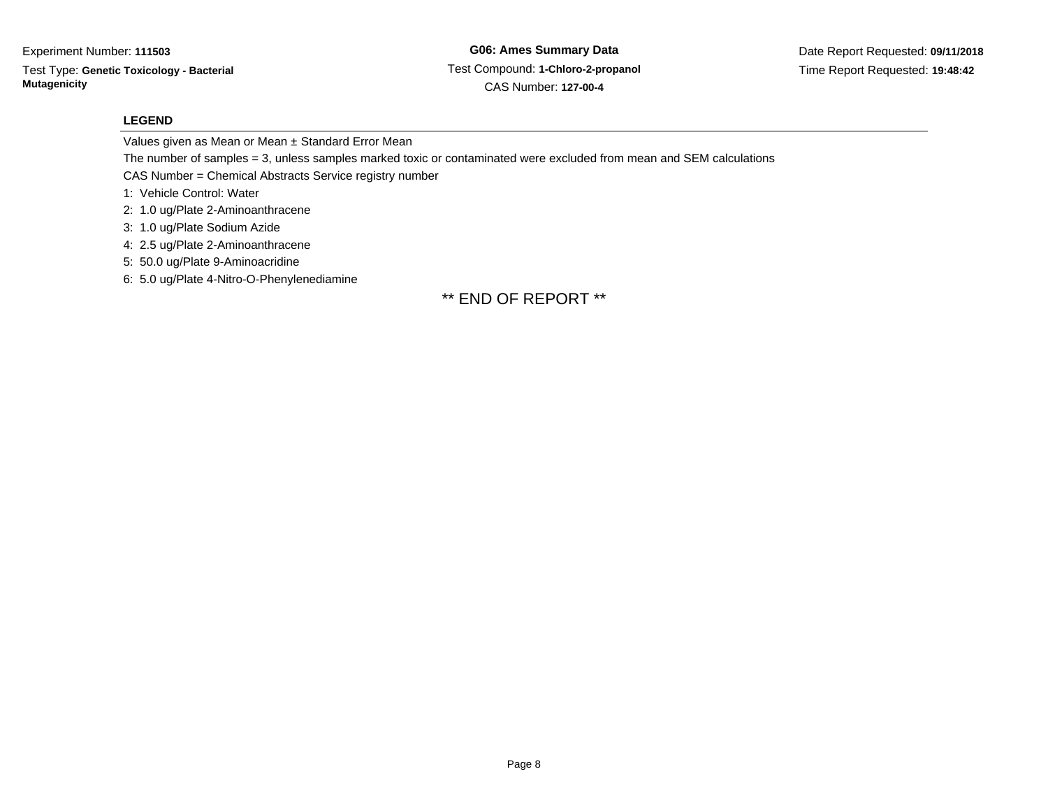Experiment Number: **111503**

Test Type: **Genetic Toxicology - Bacterial Mutagenicity**

**G06: Ames Summary Data**

Test Compound: **1-Chloro-2-propanol**

CAS Number: **127-00-4**

Date Report Requested: **09/11/2018**

Time Report Requested: **19:48:42**

**LEGEND**

Values given as Mean or Mean ± Standard Error Mean

The number of samples = 3, unless samples marked toxic or contaminated were excluded from mean and SEM calculations

CAS Number = Chemical Abstracts Service registry number

1: Vehicle Control: Water

2: 1.0 ug/Plate 2-Aminoanthracene

3: 1.0 ug/Plate Sodium Azide

4: 2.5 ug/Plate 2-Aminoanthracene

5: 50.0 ug/Plate 9-Aminoacridine

6: 5.0 ug/Plate 4-Nitro-O-Phenylenediamine

** END OF REPORT **